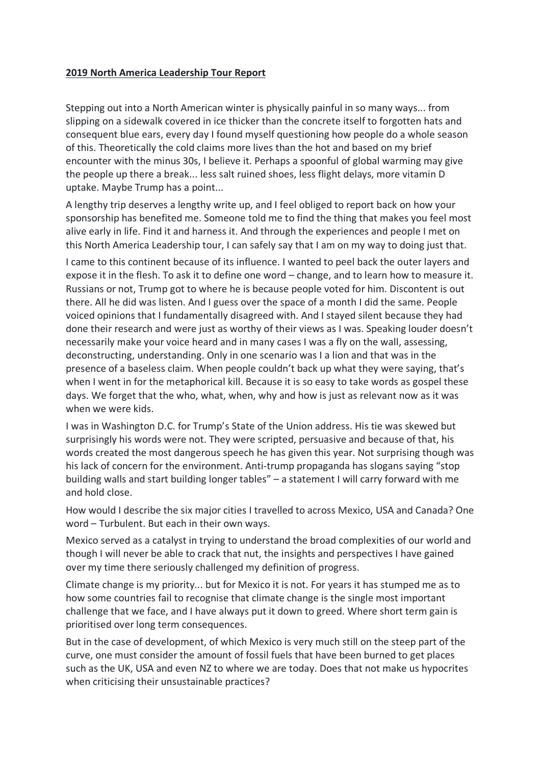**2019 North America Leadership Tour Report**

Stepping out into a North American winter is physically painful in so many ways... from slipping on a sidewalk covered in ice thicker than the concrete itself to forgotten hats and consequent blue ears, every day I found myself questioning how people do a whole season of this. Theoretically the cold claims more lives than the hot and based on my brief encounter with the minus 30s, I believe it. Perhaps a spoonful of global warming may give the people up there a break... less salt ruined shoes, less flight delays, more vitamin D uptake. Maybe Trump has a point...

A lengthy trip deserves a lengthy write up, and I feel obliged to report back on how your sponsorship has benefited me. Someone told me to find the thing that makes you feel most alive early in life. Find it and harness it. And through the experiences and people I met on this North America Leadership tour, I can safely say that I am on my way to doing just that.

I came to this continent because of its influence. I wanted to peel back the outer layers and expose it in the flesh. To ask it to define one word – change, and to learn how to measure it. Russians or not, Trump got to where he is because people voted for him. Discontent is out there. All he did was listen. And I guess over the space of a month I did the same. People voiced opinions that I fundamentally disagreed with. And I stayed silent because they had done their research and were just as worthy of their views as I was. Speaking louder doesn't necessarily make your voice heard and in many cases I was a fly on the wall, assessing, deconstructing, understanding. Only in one scenario was I a lion and that was in the presence of a baseless claim. When people couldn't back up what they were saying, that's when I went in for the metaphorical kill. Because it is so easy to take words as gospel these days. We forget that the who, what, when, why and how is just as relevant now as it was when we were kids.

I was in Washington D.C. for Trump's State of the Union address. His tie was skewed but surprisingly his words were not. They were scripted, persuasive and because of that, his words created the most dangerous speech he has given this year. Not surprising though was his lack of concern for the environment. Anti-trump propaganda has slogans saying "stop building walls and start building longer tables" – a statement I will carry forward with me and hold close.

How would I describe the six major cities I travelled to across Mexico, USA and Canada? One word – Turbulent. But each in their own ways.

Mexico served as a catalyst in trying to understand the broad complexities of our world and though I will never be able to crack that nut, the insights and perspectives I have gained over my time there seriously challenged my definition of progress.

Climate change is my priority... but for Mexico it is not. For years it has stumped me as to how some countries fail to recognise that climate change is the single most important challenge that we face, and I have always put it down to greed. Where short term gain is prioritised over long term consequences.

But in the case of development, of which Mexico is very much still on the steep part of the curve, one must consider the amount of fossil fuels that have been burned to get places such as the UK, USA and even NZ to where we are today. Does that not make us hypocrites when criticising their unsustainable practices?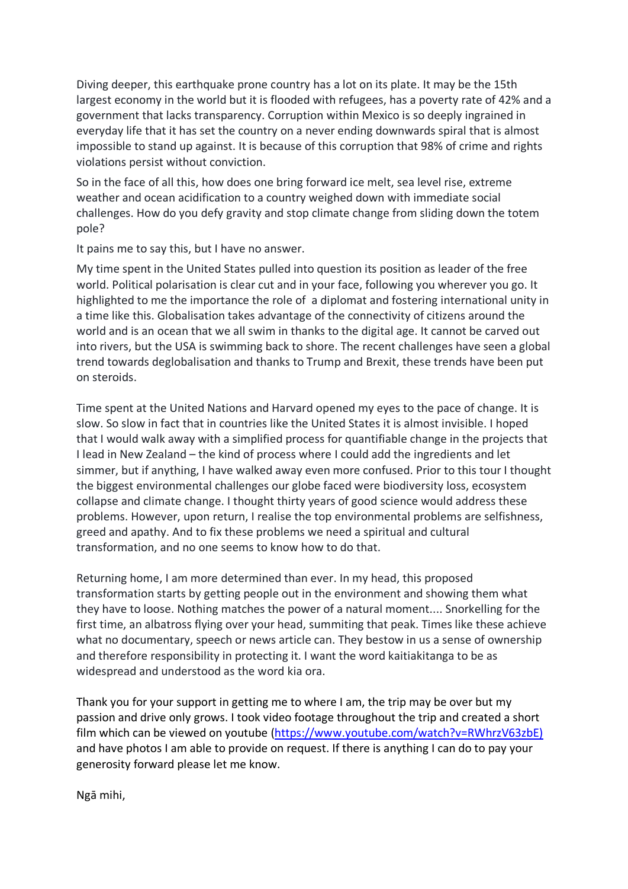Diving deeper, this earthquake prone country has a lot on its plate. It may be the 15th largest economy in the world but it is flooded with refugees, has a poverty rate of 42% and a government that lacks transparency. Corruption within Mexico is so deeply ingrained in everyday life that it has set the country on a never ending downwards spiral that is almost impossible to stand up against. It is because of this corruption that 98% of crime and rights violations persist without conviction.

So in the face of all this, how does one bring forward ice melt, sea level rise, extreme weather and ocean acidification to a country weighed down with immediate social challenges. How do you defy gravity and stop climate change from sliding down the totem pole?

It pains me to say this, but I have no answer.

My time spent in the United States pulled into question its position as leader of the free world. Political polarisation is clear cut and in your face, following you wherever you go. It highlighted to me the importance the role of  a diplomat and fostering international unity in a time like this. Globalisation takes advantage of the connectivity of citizens around the world and is an ocean that we all swim in thanks to the digital age. It cannot be carved out into rivers, but the USA is swimming back to shore. The recent challenges have seen a global trend towards deglobalisation and thanks to Trump and Brexit, these trends have been put on steroids.

Time spent at the United Nations and Harvard opened my eyes to the pace of change. It is slow. So slow in fact that in countries like the United States it is almost invisible. I hoped that I would walk away with a simplified process for quantifiable change in the projects that I lead in New Zealand – the kind of process where I could add the ingredients and let simmer, but if anything, I have walked away even more confused. Prior to this tour I thought the biggest environmental challenges our globe faced were biodiversity loss, ecosystem collapse and climate change. I thought thirty years of good science would address these problems. However, upon return, I realise the top environmental problems are selfishness, greed and apathy. And to fix these problems we need a spiritual and cultural transformation, and no one seems to know how to do that.

Returning home, I am more determined than ever. In my head, this proposed transformation starts by getting people out in the environment and showing them what they have to loose. Nothing matches the power of a natural moment.... Snorkelling for the first time, an albatross flying over your head, summiting that peak. Times like these achieve what no documentary, speech or news article can. They bestow in us a sense of ownership and therefore responsibility in protecting it. I want the word kaitiakitanga to be as widespread and understood as the word kia ora.

Thank you for your support in getting me to where I am, the trip may be over but my passion and drive only grows. I took video footage throughout the trip and created a short film which can be viewed on youtube (https://www.youtube.com/watch?v=RWhrzV63zbE) and have photos I am able to provide on request. If there is anything I can do to pay your generosity forward please let me know.

Ngā mihi,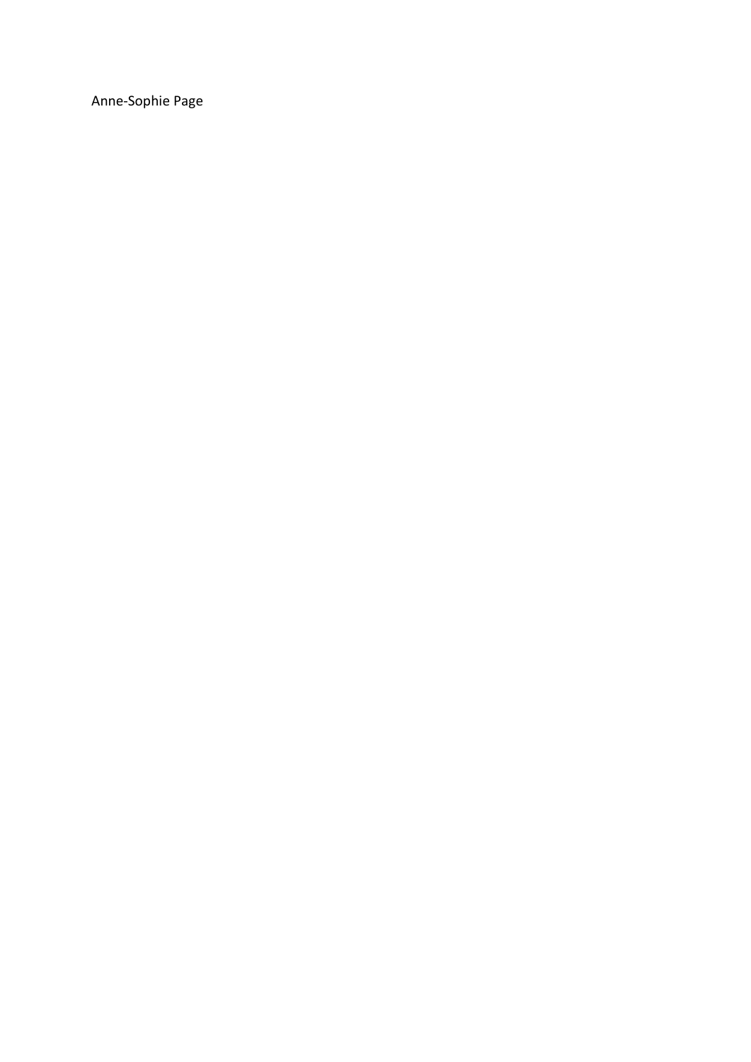Anne-Sophie Page